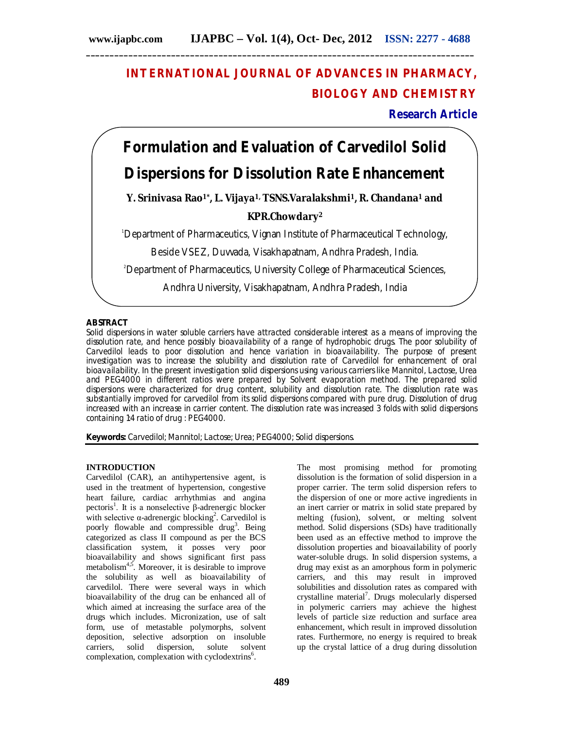# INTERNATIONAL JOURNAL OF ADVANCES IN PHARMACY, BIOLOGY AND CHEMISTRY

**Research Article**

# Formulation and Evaluation of Carvedilol Solid Dispersions for Dissolution Rate Enhancement

**Y. Srinivasa Rao[1]\*, L. Vijaya[1], TSNS.Varalakshmi[1], R. Chandana[1] and KPR.Chowdary[2]**

[1]Department of Pharmaceutics, Vignan Institute of Pharmaceutical Technology, Beside VSEZ, Duvvada, Visakhapatnam, Andhra Pradesh, India.

[2]Department of Pharmaceutics, University College of Pharmaceutical Sciences, Andhra University, Visakhapatnam, Andhra Pradesh, India

## ABSTRACT

Solid dispersions in water soluble carriers have attracted considerable interest as a means of improving the dissolution rate, and hence possibly bioavailability of a range of hydrophobic drugs. The poor solubility of Carvedilol leads to poor dissolution and hence variation in bioavailability. The purpose of present investigation was to increase the solubility and dissolution rate of Carvedilol for enhancement of oral bioavailability. In the present investigation solid dispersions using various carriers like Mannitol, Lactose, Urea and PEG4000 in different ratios were prepared by Solvent evaporation method. The prepared solid dispersions were characterized for drug content, solubility and dissolution rate. The dissolution rate was substantially improved for carvedilol from its solid dispersions compared with pure drug. Dissolution of drug increased with an increase in carrier content. The dissolution rate was increased 3 folds with solid dispersions containing 1:4 ratio of drug : PEG4000.

**Keywords:** Carvedilol; Mannitol; Lactose; Urea; PEG4000; Solid dispersions.

## INTRODUCTION

Carvedilol (CAR), an antihypertensive agent, is used in the treatment of hypertension, congestive heart failure, cardiac arrhythmias and angina pectoris[1]. It is a nonselective β-adrenergic blocker with selective α-adrenergic blocking[2]. Carvedilol is poorly flowable and compressible drug[3]. Being categorized as class II compound as per the BCS classification system, it posses very poor bioavailability and shows significant first pass metabolism[4,5]. Moreover, it is desirable to improve the solubility as well as bioavailability of carvedilol. There were several ways in which bioavailability of the drug can be enhanced all of which aimed at increasing the surface area of the drugs which includes. Micronization, use of salt form, use of metastable polymorphs, solvent deposition, selective adsorption on insoluble carriers, solid dispersion, solute solvent complexation, complexation with cyclodextrins[6].

The most promising method for promoting dissolution is the formation of solid dispersion in a proper carrier. The term solid dispersion refers to the dispersion of one or more active ingredients in an inert carrier or matrix in solid state prepared by melting (fusion), solvent, or melting solvent method. Solid dispersions (SDs) have traditionally been used as an effective method to improve the dissolution properties and bioavailability of poorly water-soluble drugs. In solid dispersion systems, a drug may exist as an amorphous form in polymeric carriers, and this may result in improved solubilities and dissolution rates as compared with crystalline material[7]. Drugs molecularly dispersed in polymeric carriers may achieve the highest levels of particle size reduction and surface area enhancement, which result in improved dissolution rates. Furthermore, no energy is required to break up the crystal lattice of a drug during dissolution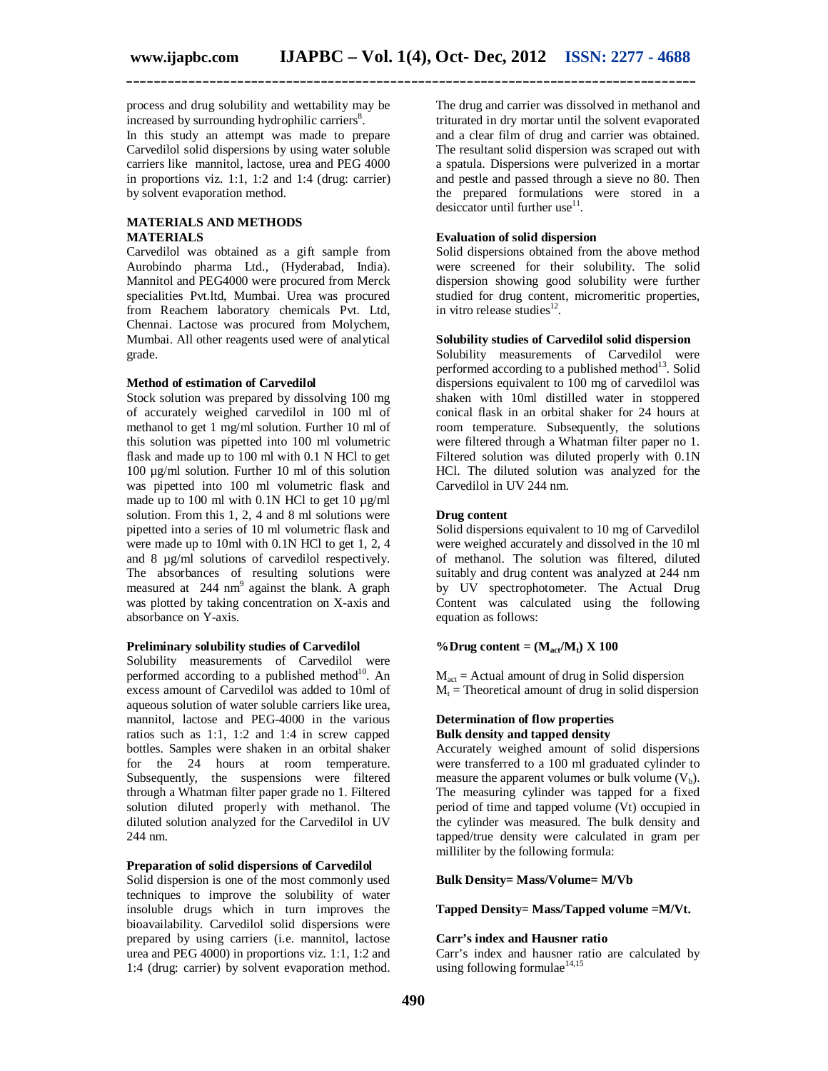process and drug solubility and wettability may be increased by surrounding hydrophilic carriers[8].

In this study an attempt was made to prepare Carvedilol solid dispersions by using water soluble carriers like mannitol, lactose, urea and PEG 4000 in proportions viz. 1:1, 1:2 and 1:4 (drug: carrier) by solvent evaporation method.

## MATERIALS AND METHODS

### MATERIALS

Carvedilol was obtained as a gift sample from Aurobindo pharma Ltd., (Hyderabad, India). Mannitol and PEG4000 were procured from Merck specialities Pvt.ltd, Mumbai. Urea was procured from Reachem laboratory chemicals Pvt. Ltd, Chennai. Lactose was procured from Molychem, Mumbai. All other reagents used were of analytical grade.

### Method of estimation of Carvedilol

Stock solution was prepared by dissolving 100 mg of accurately weighed carvedilol in 100 ml of methanol to get 1 mg/ml solution. Further 10 ml of this solution was pipetted into 100 ml volumetric flask and made up to 100 ml with 0.1 N HCl to get 100 µg/ml solution. Further 10 ml of this solution was pipetted into 100 ml volumetric flask and made up to 100 ml with 0.1N HCl to get 10 µg/ml solution. From this 1, 2, 4 and 8 ml solutions were pipetted into a series of 10 ml volumetric flask and were made up to 10ml with 0.1N HCl to get 1, 2, 4 and 8 µg/ml solutions of carvedilol respectively. The absorbances of resulting solutions were measured at 244 nm[9] against the blank. A graph was plotted by taking concentration on X-axis and absorbance on Y-axis.

### Preliminary solubility studies of Carvedilol

Solubility measurements of Carvedilol were performed according to a published method[10]. An excess amount of Carvedilol was added to 10ml of aqueous solution of water soluble carriers like urea, mannitol, lactose and PEG-4000 in the various ratios such as 1:1, 1:2 and 1:4 in screw capped bottles. Samples were shaken in an orbital shaker for the 24 hours at room temperature. Subsequently, the suspensions were filtered through a Whatman filter paper grade no 1. Filtered solution diluted properly with methanol. The diluted solution analyzed for the Carvedilol in UV 244 nm.

### Preparation of solid dispersions of Carvedilol

Solid dispersion is one of the most commonly used techniques to improve the solubility of water insoluble drugs which in turn improves the bioavailability. Carvedilol solid dispersions were prepared by using carriers (i.e. mannitol, lactose urea and PEG 4000) in proportions viz. 1:1, 1:2 and 1:4 (drug: carrier) by solvent evaporation method. The drug and carrier was dissolved in methanol and triturated in dry mortar until the solvent evaporated and a clear film of drug and carrier was obtained. The resultant solid dispersion was scraped out with a spatula. Dispersions were pulverized in a mortar and pestle and passed through a sieve no 80. Then the prepared formulations were stored in a desiccator until further use[11].

### Evaluation of solid dispersion

Solid dispersions obtained from the above method were screened for their solubility. The solid dispersion showing good solubility were further studied for drug content, micromeritic properties, in vitro release studies[12].

### Solubility studies of Carvedilol solid dispersion

Solubility measurements of Carvedilol were performed according to a published method[13]. Solid dispersions equivalent to 100 mg of carvedilol was shaken with 10ml distilled water in stoppered conical flask in an orbital shaker for 24 hours at room temperature. Subsequently, the solutions were filtered through a Whatman filter paper no 1. Filtered solution was diluted properly with 0.1N HCl. The diluted solution was analyzed for the Carvedilol in UV 244 nm.

### Drug content

Solid dispersions equivalent to 10 mg of Carvedilol were weighed accurately and dissolved in the 10 ml of methanol. The solution was filtered, diluted suitably and drug content was analyzed at 244 nm by UV spectrophotometer. The Actual Drug Content was calculated using the following equation as follows:

$$\%\text{Drug content} = (M_{act}/M_t) \times 100$$

$M_{act}$ = Actual amount of drug in Solid dispersion
$M_t$ = Theoretical amount of drug in solid dispersion

### Determination of flow properties

#### Bulk density and tapped density

Accurately weighed amount of solid dispersions were transferred to a 100 ml graduated cylinder to measure the apparent volumes or bulk volume ($V_b$). The measuring cylinder was tapped for a fixed period of time and tapped volume (Vt) occupied in the cylinder was measured. The bulk density and tapped/true density were calculated in gram per milliliter by the following formula:

**Bulk Density= Mass/Volume= M/Vb**

**Tapped Density= Mass/Tapped volume =M/Vt.**

#### Carr's index and Hausner ratio

Carr's index and hausner ratio are calculated by using following formulae[14,15]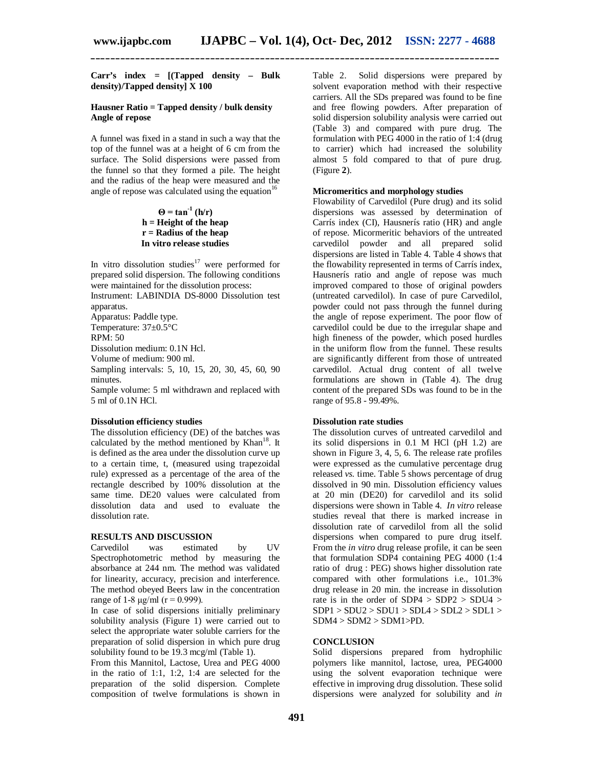**Carr's index = [(Tapped density – Bulk density)/Tapped density] X 100**

**Hausner Ratio = Tapped density / bulk density**

**Angle of repose**

A funnel was fixed in a stand in such a way that the top of the funnel was at a height of 6 cm from the surface. The Solid dispersions were passed from the funnel so that they formed a pile. The height and the radius of the heap were measured and the angle of repose was calculated using the equation[16]

$$\Theta = \tan^{-1} (h/r)$$

**h = Height of the heap**

**r = Radius of the heap**

**In vitro release studies**

In vitro dissolution studies[17] were performed for prepared solid dispersion. The following conditions were maintained for the dissolution process:

Instrument: LABINDIA DS-8000 Dissolution test apparatus.

Apparatus: Paddle type.

Temperature: 37±0.5°C

RPM: 50

Dissolution medium: 0.1N Hcl.

Volume of medium: 900 ml.

Sampling intervals: 5, 10, 15, 20, 30, 45, 60, 90 minutes.

Sample volume: 5 ml withdrawn and replaced with 5 ml of 0.1N HCl.

**Dissolution efficiency studies**

The dissolution efficiency (DE) of the batches was calculated by the method mentioned by Khan[18]. It is defined as the area under the dissolution curve up to a certain time, t, (measured using trapezoidal rule) expressed as a percentage of the area of the rectangle described by 100% dissolution at the same time. DE20 values were calculated from dissolution data and used to evaluate the dissolution rate.

## RESULTS AND DISCUSSION

Carvedilol was estimated by UV Spectrophotometric method by measuring the absorbance at 244 nm. The method was validated for linearity, accuracy, precision and interference. The method obeyed Beers law in the concentration range of 1-8 µg/ml (r = 0.999).

In case of solid dispersions initially preliminary solubility analysis (Figure 1) were carried out to select the appropriate water soluble carriers for the preparation of solid dispersion in which pure drug solubility found to be 19.3 mcg/ml (Table 1).

From this Mannitol, Lactose, Urea and PEG 4000 in the ratio of 1:1, 1:2, 1:4 are selected for the preparation of the solid dispersion. Complete composition of twelve formulations is shown in Table 2. Solid dispersions were prepared by solvent evaporation method with their respective carriers. All the SDs prepared was found to be fine and free flowing powders. After preparation of solid dispersion solubility analysis were carried out (Table 3) and compared with pure drug. The formulation with PEG 4000 in the ratio of 1:4 (drug to carrier) which had increased the solubility almost 5 fold compared to that of pure drug. (Figure **2**).

**Micromeritics and morphology studies**

Flowability of Carvedilol (Pure drug) and its solid dispersions was assessed by determination of Carrís index (CI), Hausnerís ratio (HR) and angle of repose. Micormeritic behaviors of the untreated carvedilol powder and all prepared solid dispersions are listed in Table 4. Table 4 shows that the flowability represented in terms of Carrís index, Hausnerís ratio and angle of repose was much improved compared to those of original powders (untreated carvedilol). In case of pure Carvedilol, powder could not pass through the funnel during the angle of repose experiment. The poor flow of carvedilol could be due to the irregular shape and high fineness of the powder, which posed hurdles in the uniform flow from the funnel. These results are significantly different from those of untreated carvedilol. Actual drug content of all twelve formulations are shown in (Table 4). The drug content of the prepared SDs was found to be in the range of 95.8 - 99.49%.

**Dissolution rate studies**

The dissolution curves of untreated carvedilol and its solid dispersions in 0.1 M HCl (pH 1.2) are shown in Figure 3, 4, 5, 6. The release rate profiles were expressed as the cumulative percentage drug released *vs.* time. Table 5 shows percentage of drug dissolved in 90 min. Dissolution efficiency values at 20 min (DE20) for carvedilol and its solid dispersions were shown in Table 4. *In vitro* release studies reveal that there is marked increase in dissolution rate of carvedilol from all the solid dispersions when compared to pure drug itself. From the *in vitro* drug release profile, it can be seen that formulation SDP4 containing PEG 4000 (1:4 ratio of drug : PEG) shows higher dissolution rate compared with other formulations i.e., 101.3% drug release in 20 min. the increase in dissolution rate is in the order of SDP4 > SDP2 > SDU4 > SDP1 > SDU2 > SDU1 > SDL4 > SDL2 > SDL1 > SDM4 > SDM2 > SDM1>PD.

## CONCLUSION

Solid dispersions prepared from hydrophilic polymers like mannitol, lactose, urea, PEG4000 using the solvent evaporation technique were effective in improving drug dissolution. These solid dispersions were analyzed for solubility and *in*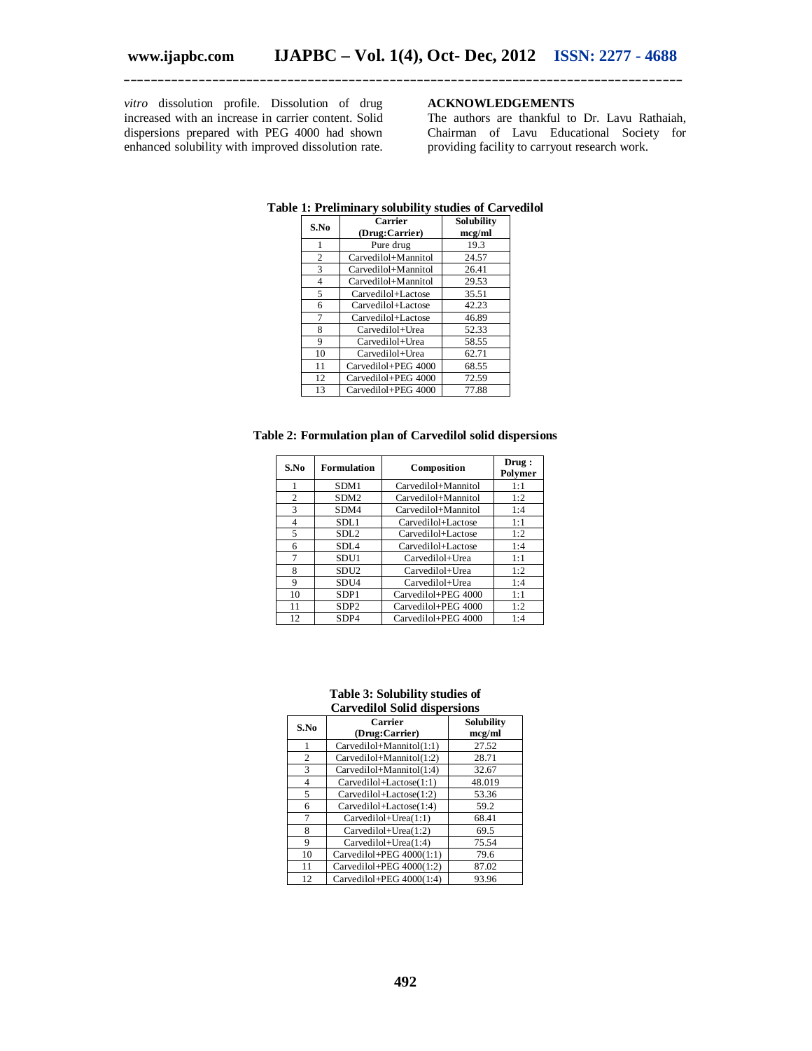*vitro* dissolution profile. Dissolution of drug increased with an increase in carrier content. Solid dispersions prepared with PEG 4000 had shown enhanced solubility with improved dissolution rate.

## ACKNOWLEDGEMENTS

The authors are thankful to Dr. Lavu Rathaiah, Chairman of Lavu Educational Society for providing facility to carryout research work.

**Table 1: Preliminary solubility studies of Carvedilol**

| S.No | Carrier (Drug:Carrier) | Solubility mcg/ml |
|---|---|---|
| 1 | Pure drug | 19.3 |
| 2 | Carvedilol+Mannitol | 24.57 |
| 3 | Carvedilol+Mannitol | 26.41 |
| 4 | Carvedilol+Mannitol | 29.53 |
| 5 | Carvedilol+Lactose | 35.51 |
| 6 | Carvedilol+Lactose | 42.23 |
| 7 | Carvedilol+Lactose | 46.89 |
| 8 | Carvedilol+Urea | 52.33 |
| 9 | Carvedilol+Urea | 58.55 |
| 10 | Carvedilol+Urea | 62.71 |
| 11 | Carvedilol+PEG 4000 | 68.55 |
| 12 | Carvedilol+PEG 4000 | 72.59 |
| 13 | Carvedilol+PEG 4000 | 77.88 |

**Table 2: Formulation plan of Carvedilol solid dispersions**

| S.No | Formulation | Composition | Drug : Polymer |
|---|---|---|---|
| 1 | SDM1 | Carvedilol+Mannitol | 1:1 |
| 2 | SDM2 | Carvedilol+Mannitol | 1:2 |
| 3 | SDM4 | Carvedilol+Mannitol | 1:4 |
| 4 | SDL1 | Carvedilol+Lactose | 1:1 |
| 5 | SDL2 | Carvedilol+Lactose | 1:2 |
| 6 | SDL4 | Carvedilol+Lactose | 1:4 |
| 7 | SDU1 | Carvedilol+Urea | 1:1 |
| 8 | SDU2 | Carvedilol+Urea | 1:2 |
| 9 | SDU4 | Carvedilol+Urea | 1:4 |
| 10 | SDP1 | Carvedilol+PEG 4000 | 1:1 |
| 11 | SDP2 | Carvedilol+PEG 4000 | 1:2 |
| 12 | SDP4 | Carvedilol+PEG 4000 | 1:4 |

**Table 3: Solubility studies of Carvedilol Solid dispersions**

| S.No | Carrier (Drug:Carrier) | Solubility mcg/ml |
|---|---|---|
| 1 | Carvedilol+Mannitol(1:1) | 27.52 |
| 2 | Carvedilol+Mannitol(1:2) | 28.71 |
| 3 | Carvedilol+Mannitol(1:4) | 32.67 |
| 4 | Carvedilol+Lactose(1:1) | 48.019 |
| 5 | Carvedilol+Lactose(1:2) | 53.36 |
| 6 | Carvedilol+Lactose(1:4) | 59.2 |
| 7 | Carvedilol+Urea(1:1) | 68.41 |
| 8 | Carvedilol+Urea(1:2) | 69.5 |
| 9 | Carvedilol+Urea(1:4) | 75.54 |
| 10 | Carvedilol+PEG 4000(1:1) | 79.6 |
| 11 | Carvedilol+PEG 4000(1:2) | 87.02 |
| 12 | Carvedilol+PEG 4000(1:4) | 93.96 |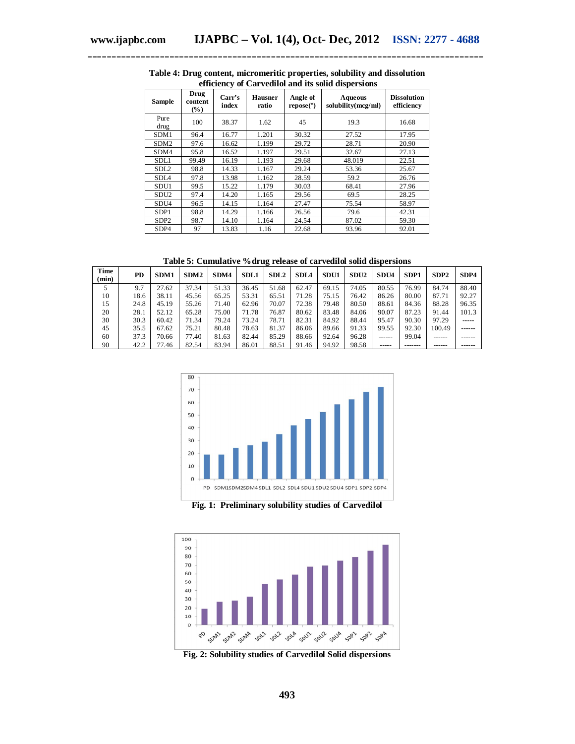**Table 4: Drug content, micromeritic properties, solubility and dissolution efficiency of Carvedilol and its solid dispersions**

| Sample | Drug content (%) | Carr's index | Hausner ratio | Angle of repose(°) | Aqueous solubility(mcg/ml) | Dissolution efficiency |
|---|---|---|---|---|---|---|
| Pure drug | 100 | 38.37 | 1.62 | 45 | 19.3 | 16.68 |
| SDM1 | 96.4 | 16.77 | 1.201 | 30.32 | 27.52 | 17.95 |
| SDM2 | 97.6 | 16.62 | 1.199 | 29.72 | 28.71 | 20.90 |
| SDM4 | 95.8 | 16.52 | 1.197 | 29.51 | 32.67 | 27.13 |
| SDL1 | 99.49 | 16.19 | 1.193 | 29.68 | 48.019 | 22.51 |
| SDL2 | 98.8 | 14.33 | 1.167 | 29.24 | 53.36 | 25.67 |
| SDL4 | 97.8 | 13.98 | 1.162 | 28.59 | 59.2 | 26.76 |
| SDU1 | 99.5 | 15.22 | 1.179 | 30.03 | 68.41 | 27.96 |
| SDU2 | 97.4 | 14.20 | 1.165 | 29.56 | 69.5 | 28.25 |
| SDU4 | 96.5 | 14.15 | 1.164 | 27.47 | 75.54 | 58.97 |
| SDP1 | 98.8 | 14.29 | 1.166 | 26.56 | 79.6 | 42.31 |
| SDP2 | 98.7 | 14.10 | 1.164 | 24.54 | 87.02 | 59.30 |
| SDP4 | 97 | 13.83 | 1.16 | 22.68 | 93.96 | 92.01 |

**Table 5: Cumulative %drug release of carvedilol solid dispersions**

| Time (min) | PD | SDM1 | SDM2 | SDM4 | SDL1 | SDL2 | SDL4 | SDU1 | SDU2 | SDU4 | SDP1 | SDP2 | SDP4 |
|---|---|---|---|---|---|---|---|---|---|---|---|---|---|
| 5 | 9.7 | 27.62 | 37.34 | 51.33 | 36.45 | 51.68 | 62.47 | 69.15 | 74.05 | 80.55 | 76.99 | 84.74 | 88.40 |
| 10 | 18.6 | 38.11 | 45.56 | 65.25 | 53.31 | 65.51 | 71.28 | 75.15 | 76.42 | 86.26 | 80.00 | 87.71 | 92.27 |
| 15 | 24.8 | 45.19 | 55.26 | 71.40 | 62.96 | 70.07 | 72.38 | 79.48 | 80.50 | 88.61 | 84.36 | 88.28 | 96.35 |
| 20 | 28.1 | 52.12 | 65.28 | 75.00 | 71.78 | 76.87 | 80.62 | 83.48 | 84.06 | 90.07 | 87.23 | 91.44 | 101.3 |
| 30 | 30.3 | 60.42 | 71.34 | 79.24 | 73.24 | 78.71 | 82.31 | 84.92 | 88.44 | 95.47 | 90.30 | 97.29 | ----- |
| 45 | 35.5 | 67.62 | 75.21 | 80.48 | 78.63 | 81.37 | 86.06 | 89.66 | 91.33 | 99.55 | 92.30 | 100.49 | ------ |
| 60 | 37.3 | 70.66 | 77.40 | 81.63 | 82.44 | 85.29 | 88.66 | 92.64 | 96.28 | ------ | 99.04 | ------ | ------ |
| 90 | 42.2 | 77.46 | 82.54 | 83.94 | 86.01 | 88.51 | 91.46 | 94.92 | 98.58 | ----- | ------- | ------ | ------ |

**Fig. 1: Preliminary solubility studies of Carvedilol**

**Fig. 2: Solubility studies of Carvedilol Solid dispersions**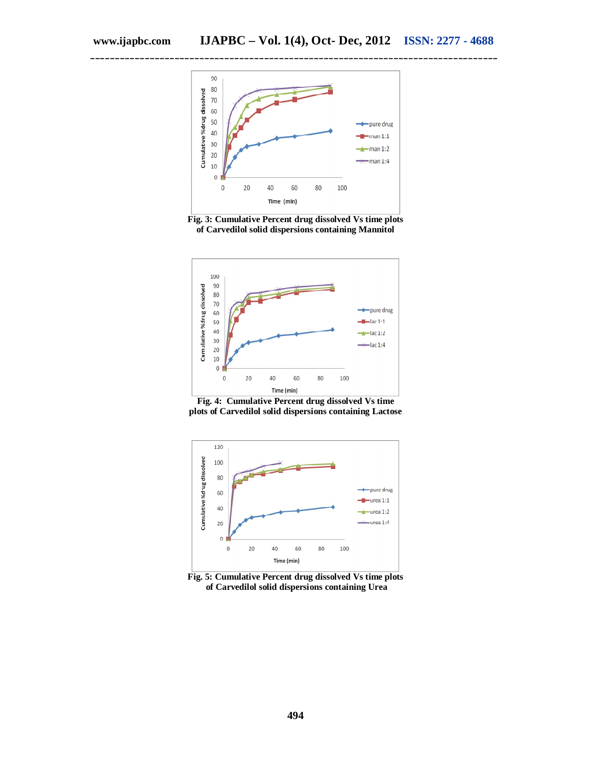Fig. 3: Cumulative Percent drug dissolved Vs time plots of Carvedilol solid dispersions containing Mannitol

Fig. 4: Cumulative Percent drug dissolved Vs time plots of Carvedilol solid dispersions containing Lactose

Fig. 5: Cumulative Percent drug dissolved Vs time plots of Carvedilol solid dispersions containing Urea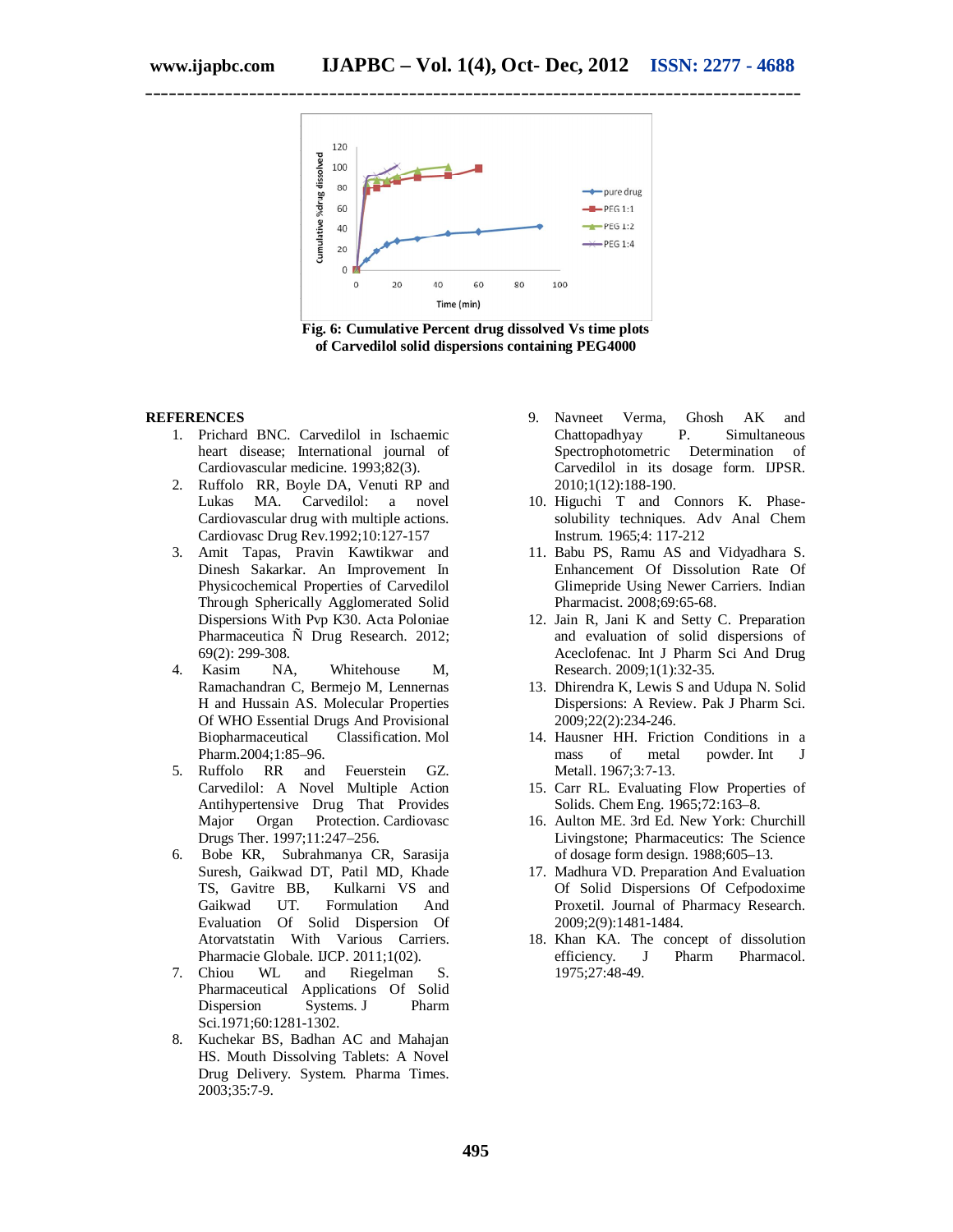Cumulative %drug dissolved

120
100
80
60
40
20
0

0 20 40 60 80 100

Time (min)

pure drug
PEG 1:1
PEG 1:2
PEG 1:4

**Fig. 6: Cumulative Percent drug dissolved Vs time plots of Carvedilol solid dispersions containing PEG4000**

## REFERENCES

1. Prichard BNC. Carvedilol in Ischaemic heart disease; International journal of Cardiovascular medicine. 1993;82(3).
2. Ruffolo RR, Boyle DA, Venuti RP and Lukas MA. Carvedilol: a novel Cardiovascular drug with multiple actions. Cardiovasc Drug Rev.1992;10:127-157
3. Amit Tapas, Pravin Kawtikwar and Dinesh Sakarkar. An Improvement In Physicochemical Properties of Carvedilol Through Spherically Agglomerated Solid Dispersions With Pvp K30. Acta Poloniae Pharmaceutica Ñ Drug Research. 2012; 69(2): 299-308.
4. Kasim NA, Whitehouse M, Ramachandran C, Bermejo M, Lennernas H and Hussain AS. Molecular Properties Of WHO Essential Drugs And Provisional Biopharmaceutical Classification. Mol Pharm.2004;1:85–96.
5. Ruffolo RR and Feuerstein GZ. Carvedilol: A Novel Multiple Action Antihypertensive Drug That Provides Major Organ Protection. Cardiovasc Drugs Ther. 1997;11:247–256.
6. Bobe KR, Subrahmanya CR, Sarasija Suresh, Gaikwad DT, Patil MD, Khade TS, Gavitre BB, Kulkarni VS and Gaikwad UT. Formulation And Evaluation Of Solid Dispersion Of Atorvatstatin With Various Carriers. Pharmacie Globale. IJCP. 2011;1(02).
7. Chiou WL and Riegelman S. Pharmaceutical Applications Of Solid Dispersion Systems. J Pharm Sci.1971;60:1281-1302.
8. Kuchekar BS, Badhan AC and Mahajan HS. Mouth Dissolving Tablets: A Novel Drug Delivery. System. Pharma Times. 2003;35:7-9.
9. Navneet Verma, Ghosh AK and Chattopadhyay P. Simultaneous Spectrophotometric Determination of Carvedilol in its dosage form. IJPSR. 2010;1(12):188-190.
10. Higuchi T and Connors K. Phase-solubility techniques. Adv Anal Chem Instrum. 1965;4: 117-212
11. Babu PS, Ramu AS and Vidyadhara S. Enhancement Of Dissolution Rate Of Glimepride Using Newer Carriers. Indian Pharmacist. 2008;69:65-68.
12. Jain R, Jani K and Setty C. Preparation and evaluation of solid dispersions of Aceclofenac. Int J Pharm Sci And Drug Research. 2009;1(1):32-35.
13. Dhirendra K, Lewis S and Udupa N. Solid Dispersions: A Review. Pak J Pharm Sci. 2009;22(2):234-246.
14. Hausner HH. Friction Conditions in a mass of metal powder. Int J Metall. 1967;3:7-13.
15. Carr RL. Evaluating Flow Properties of Solids. Chem Eng. 1965;72:163–8.
16. Aulton ME. 3rd Ed. New York: Churchill Livingstone; Pharmaceutics: The Science of dosage form design. 1988;605–13.
17. Madhura VD. Preparation And Evaluation Of Solid Dispersions Of Cefpodoxime Proxetil. Journal of Pharmacy Research. 2009;2(9):1481-1484.
18. Khan KA. The concept of dissolution efficiency. J Pharm Pharmacol. 1975;27:48-49.